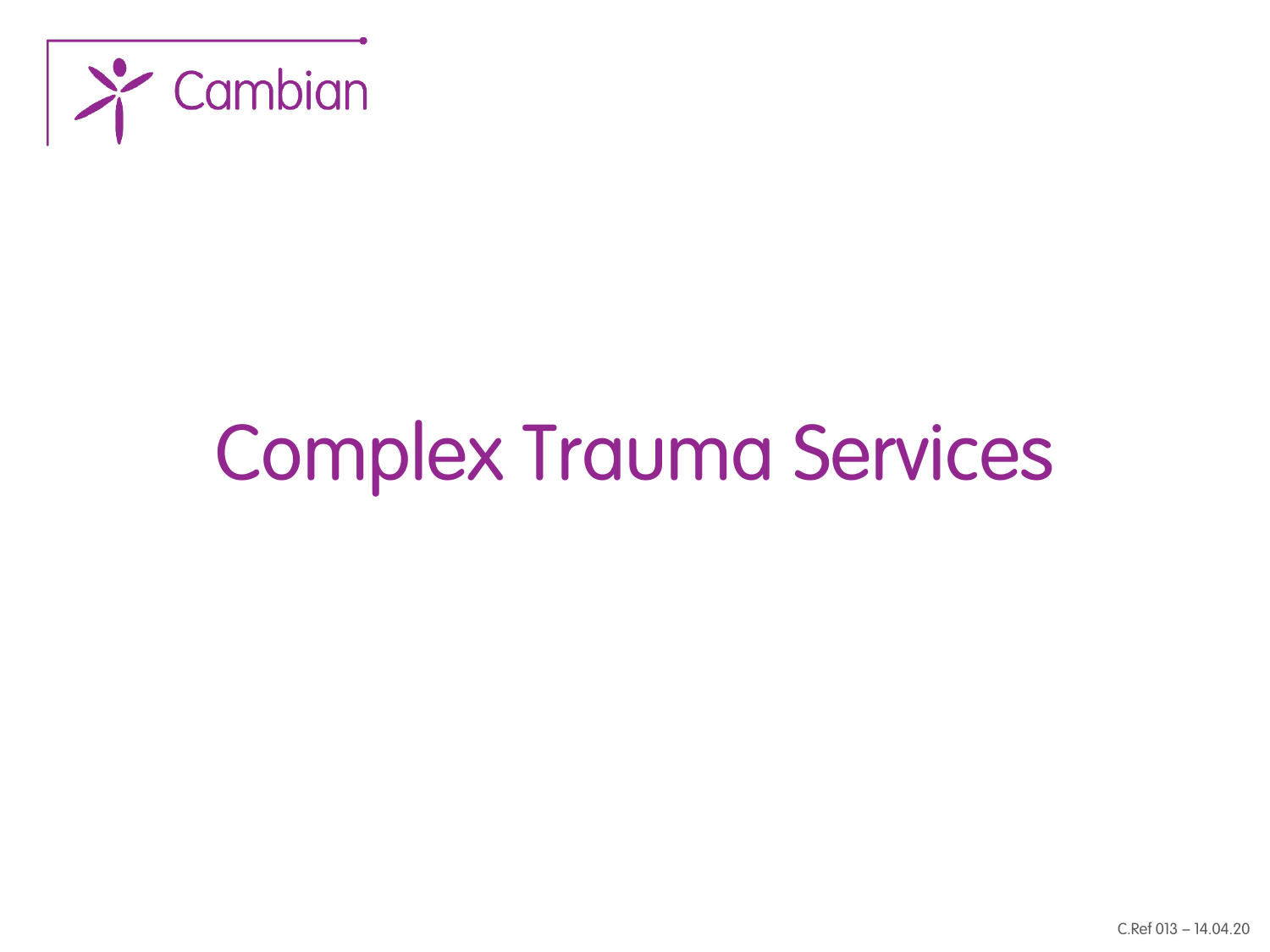Cambian

# Complex Trauma Services

C.Ref 013 – 14.04.20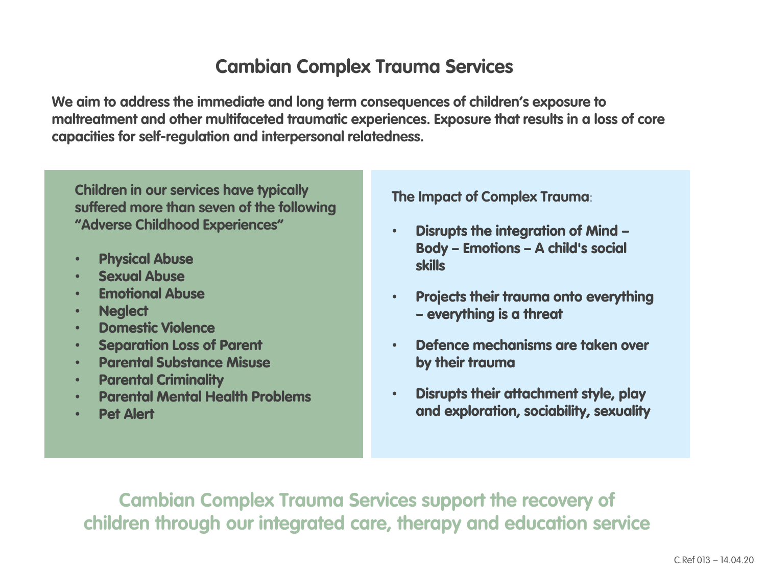# Cambian Complex Trauma Services

**We aim to address the immediate and long term consequences of children's exposure to maltreatment and other multifaceted traumatic experiences. Exposure that results in a loss of core capacities for self-regulation and interpersonal relatedness.**

**Children in our services have typically suffered more than seven of the following "Adverse Childhood Experiences"**

- **Physical Abuse**
- **Sexual Abuse**
- **Emotional Abuse**
- **Neglect**
- **Domestic Violence**
- **Separation Loss of Parent**
- **Parental Substance Misuse**
- **Parental Criminality**
- **Parental Mental Health Problems**
- **Pet Alert**

**The Impact of Complex Trauma**:

- **Disrupts the integration of Mind – Body – Emotions – A child's social skills**
- **Projects their trauma onto everything – everything is a threat**
- **Defence mechanisms are taken over by their trauma**
- **Disrupts their attachment style, play and exploration, sociability, sexuality**

**Cambian Complex Trauma Services support the recovery of children through our integrated care, therapy and education service**

C.Ref 013 – 14.04.20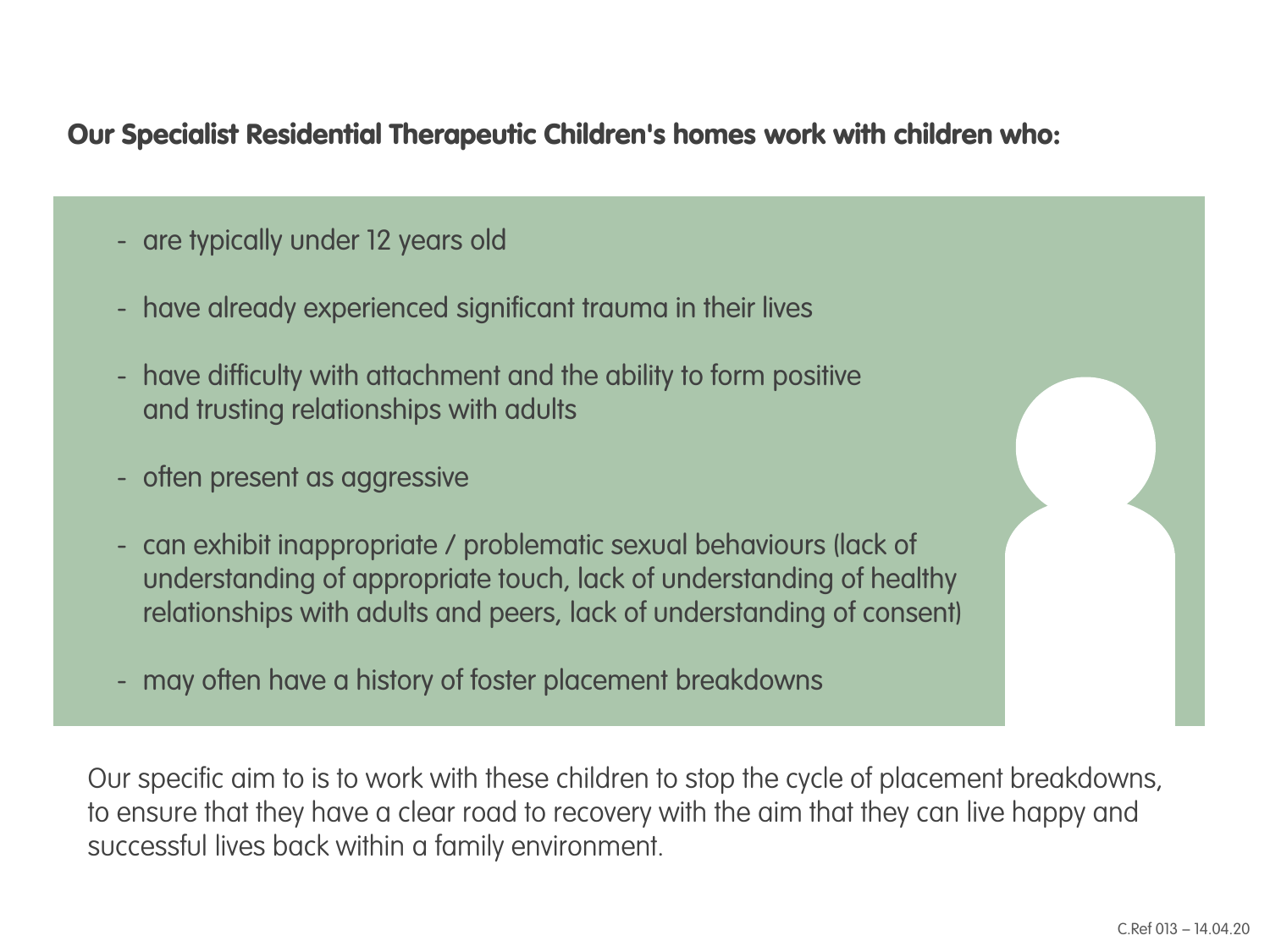## Our Specialist Residential Therapeutic Children's homes work with children who:

- are typically under 12 years old
- have already experienced significant trauma in their lives
- have difficulty with attachment and the ability to form positive and trusting relationships with adults
- often present as aggressive
- can exhibit inappropriate / problematic sexual behaviours (lack of understanding of appropriate touch, lack of understanding of healthy relationships with adults and peers, lack of understanding of consent)
- may often have a history of foster placement breakdowns

Our specific aim to is to work with these children to stop the cycle of placement breakdowns, to ensure that they have a clear road to recovery with the aim that they can live happy and successful lives back within a family environment.

C.Ref 013 – 14.04.20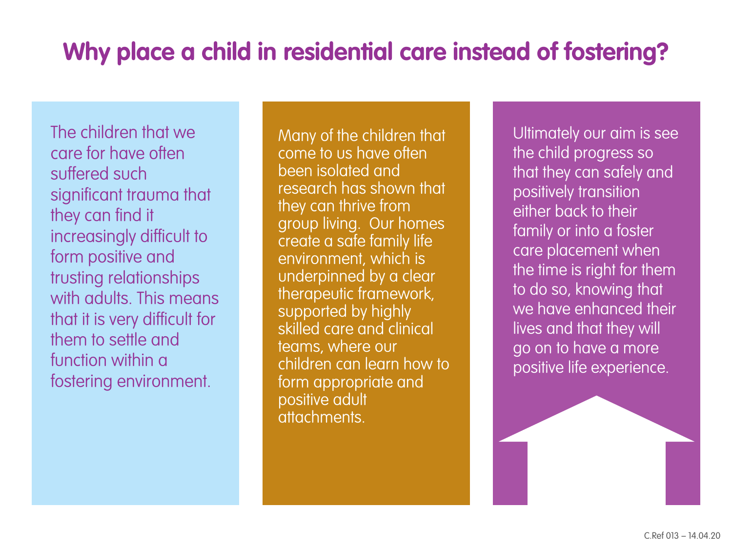# Why place a child in residential care instead of fostering?

The children that we care for have often suffered such significant trauma that they can find it increasingly difficult to form positive and trusting relationships with adults. This means that it is very difficult for them to settle and function within a fostering environment.

Many of the children that come to us have often been isolated and research has shown that they can thrive from group living. Our homes create a safe family life environment, which is underpinned by a clear therapeutic framework, supported by highly skilled care and clinical teams, where our children can learn how to form appropriate and positive adult attachments.

Ultimately our aim is see the child progress so that they can safely and positively transition either back to their family or into a foster care placement when the time is right for them to do so, knowing that we have enhanced their lives and that they will go on to have a more positive life experience.

C.Ref 013 – 14.04.20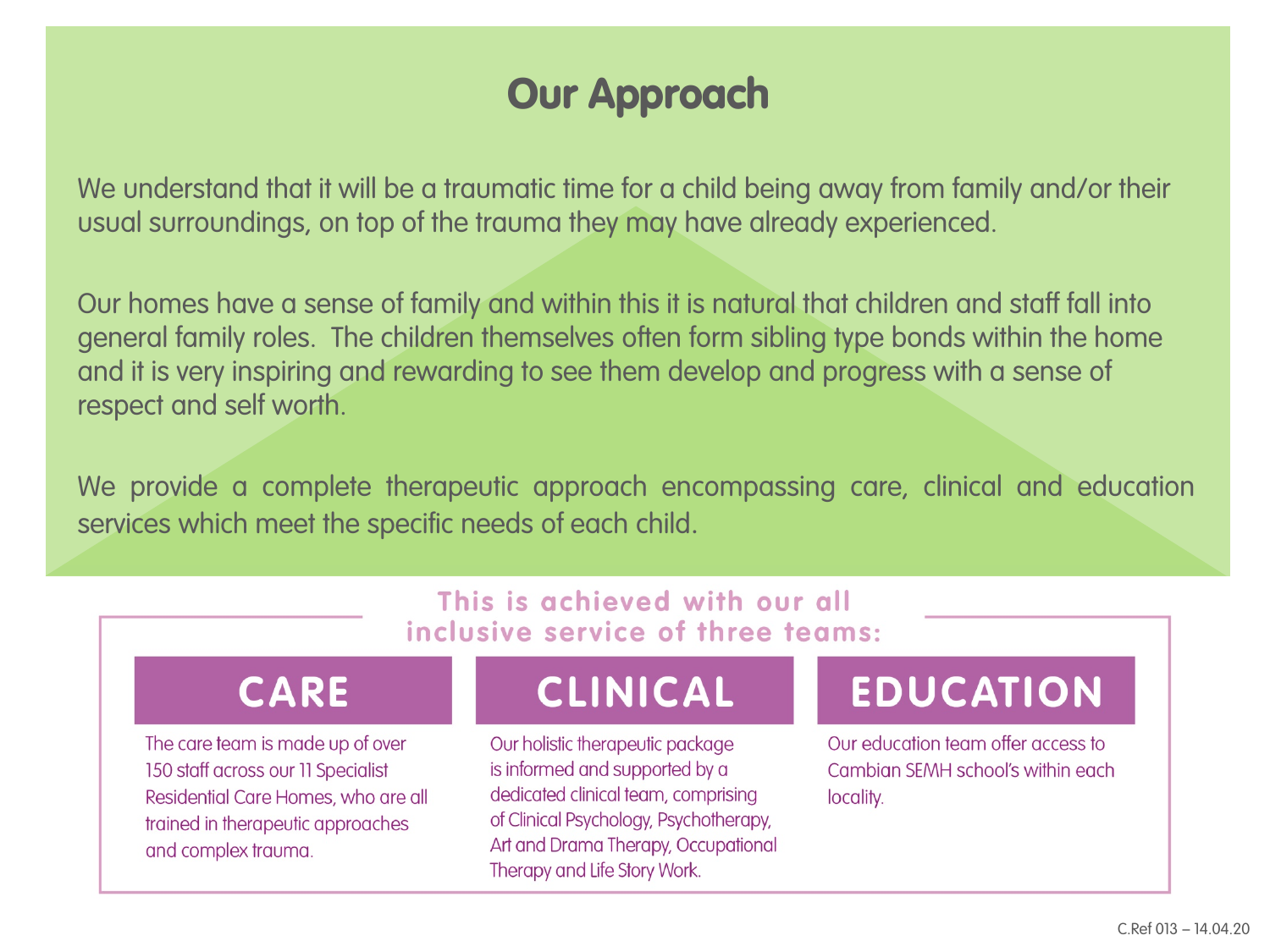# Our Approach

We understand that it will be a traumatic time for a child being away from family and/or their usual surroundings, on top of the trauma they may have already experienced.

Our homes have a sense of family and within this it is natural that children and staff fall into general family roles. The children themselves often form sibling type bonds within the home and it is very inspiring and rewarding to see them develop and progress with a sense of respect and self worth.

We provide a complete therapeutic approach encompassing care, clinical and education services which meet the specific needs of each child.

**This is achieved with our all inclusive service of three teams:**

## CARE

The care team is made up of over 150 staff across our 11 Specialist Residential Care Homes, who are all trained in therapeutic approaches and complex trauma.

## CLINICAL

Our holistic therapeutic package is informed and supported by a dedicated clinical team, comprising of Clinical Psychology, Psychotherapy, Art and Drama Therapy, Occupational Therapy and Life Story Work.

## EDUCATION

Our education team offer access to Cambian SEMH school's within each locality.

C.Ref 013 – 14.04.20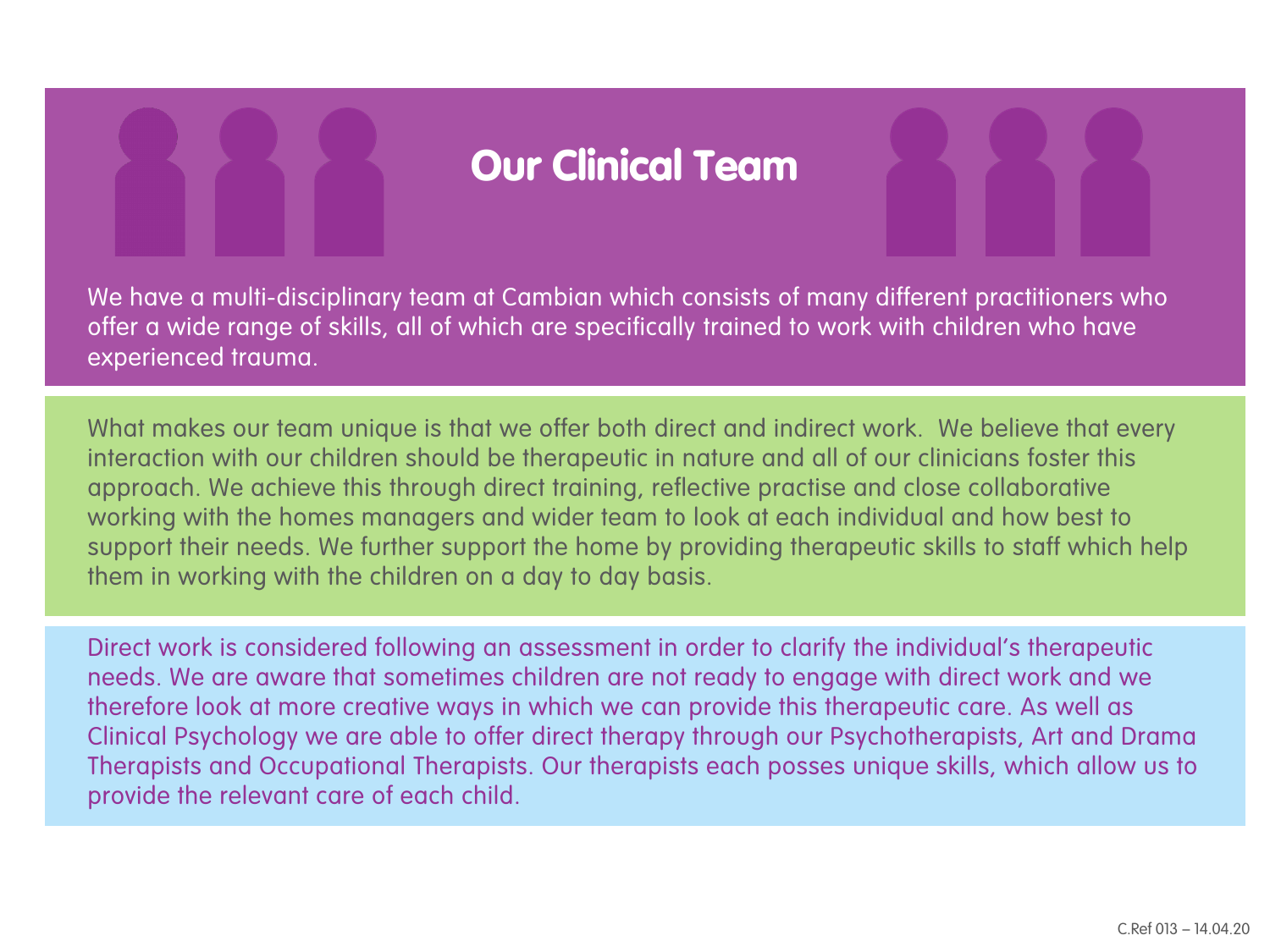# Our Clinical Team

We have a multi-disciplinary team at Cambian which consists of many different practitioners who offer a wide range of skills, all of which are specifically trained to work with children who have experienced trauma.

What makes our team unique is that we offer both direct and indirect work. We believe that every interaction with our children should be therapeutic in nature and all of our clinicians foster this approach. We achieve this through direct training, reflective practise and close collaborative working with the homes managers and wider team to look at each individual and how best to support their needs. We further support the home by providing therapeutic skills to staff which help them in working with the children on a day to day basis.

Direct work is considered following an assessment in order to clarify the individual's therapeutic needs. We are aware that sometimes children are not ready to engage with direct work and we therefore look at more creative ways in which we can provide this therapeutic care. As well as Clinical Psychology we are able to offer direct therapy through our Psychotherapists, Art and Drama Therapists and Occupational Therapists. Our therapists each posses unique skills, which allow us to provide the relevant care of each child.

C.Ref 013 – 14.04.20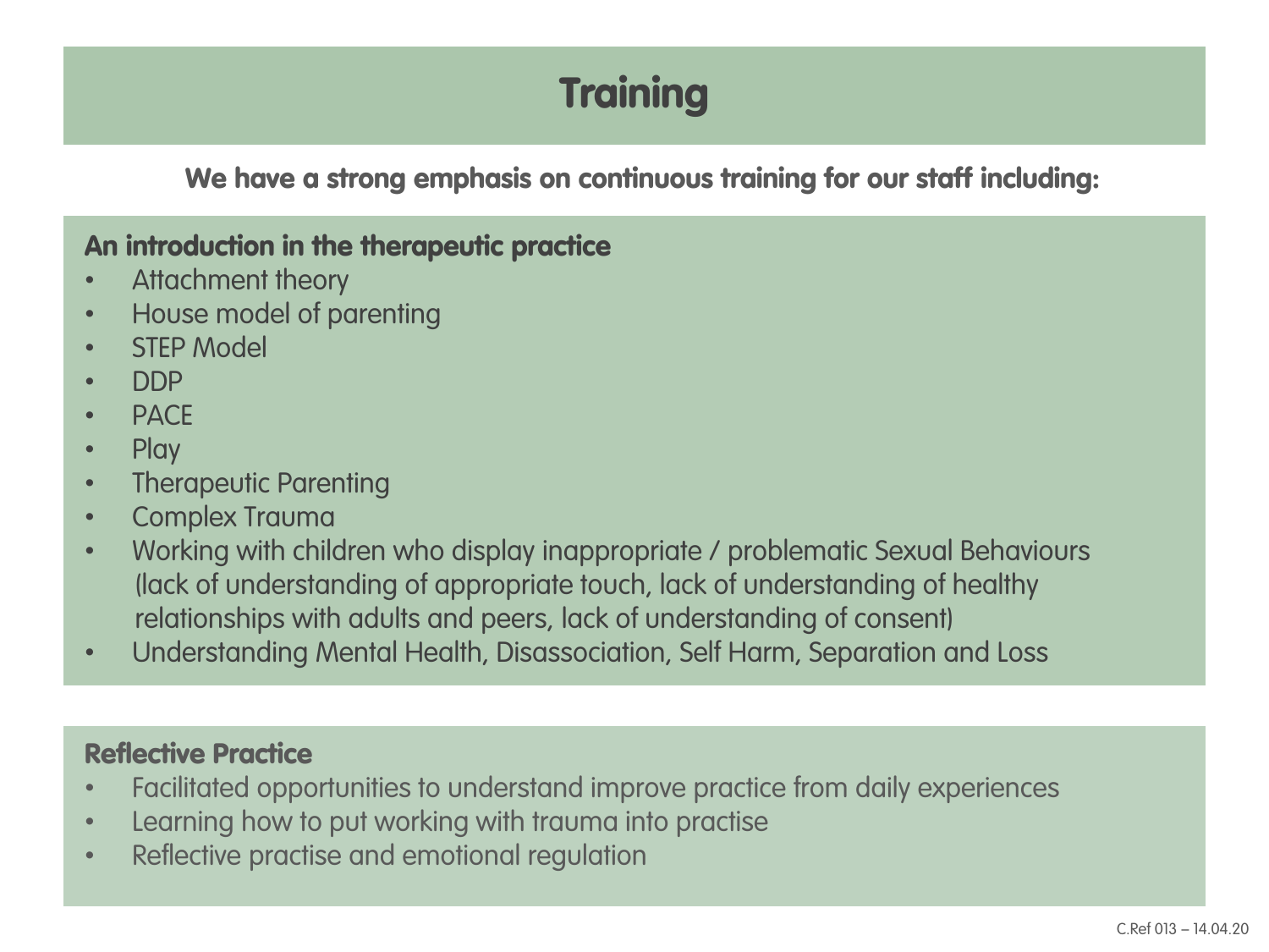# Training

**We have a strong emphasis on continuous training for our staff including:**

**An introduction in the therapeutic practice**

- Attachment theory
- House model of parenting
- STEP Model
- DDP
- PACE
- Play
- Therapeutic Parenting
- Complex Trauma
- Working with children who display inappropriate / problematic Sexual Behaviours (lack of understanding of appropriate touch, lack of understanding of healthy relationships with adults and peers, lack of understanding of consent)
- Understanding Mental Health, Disassociation, Self Harm, Separation and Loss

**Reflective Practice**

- Facilitated opportunities to understand improve practice from daily experiences
- Learning how to put working with trauma into practise
- Reflective practise and emotional regulation

C.Ref 013 – 14.04.20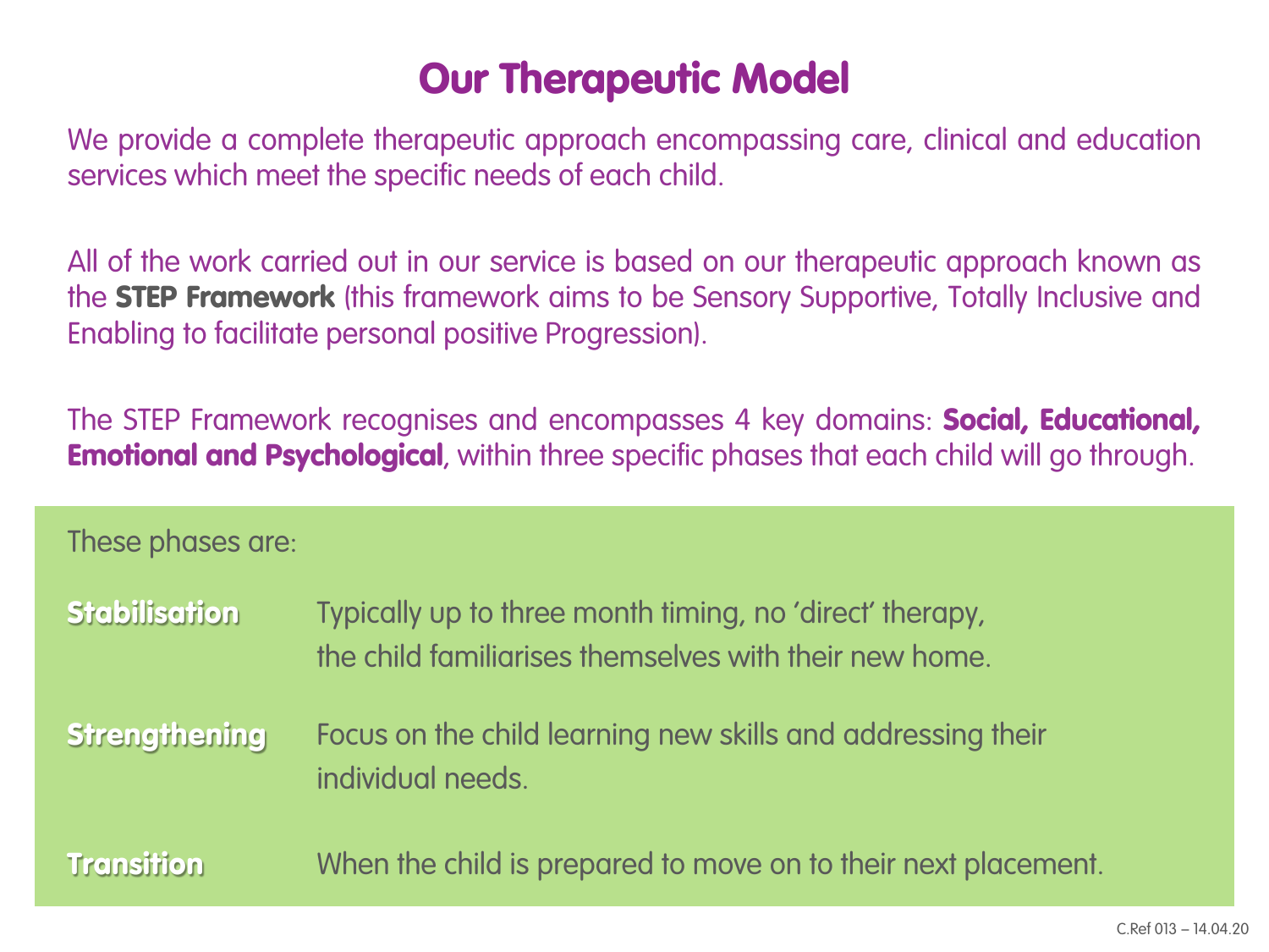# Our Therapeutic Model

We provide a complete therapeutic approach encompassing care, clinical and education services which meet the specific needs of each child.

All of the work carried out in our service is based on our therapeutic approach known as the **STEP Framework** (this framework aims to be Sensory Supportive, Totally Inclusive and Enabling to facilitate personal positive Progression).

The STEP Framework recognises and encompasses 4 key domains: **Social, Educational, Emotional and Psychological**, within three specific phases that each child will go through.

These phases are:

| | |
|---|---|
| **Stabilisation** | Typically up to three month timing, no 'direct' therapy, the child familiarises themselves with their new home. |
| **Strengthening** | Focus on the child learning new skills and addressing their individual needs. |
| **Transition** | When the child is prepared to move on to their next placement. |

C.Ref 013 – 14.04.20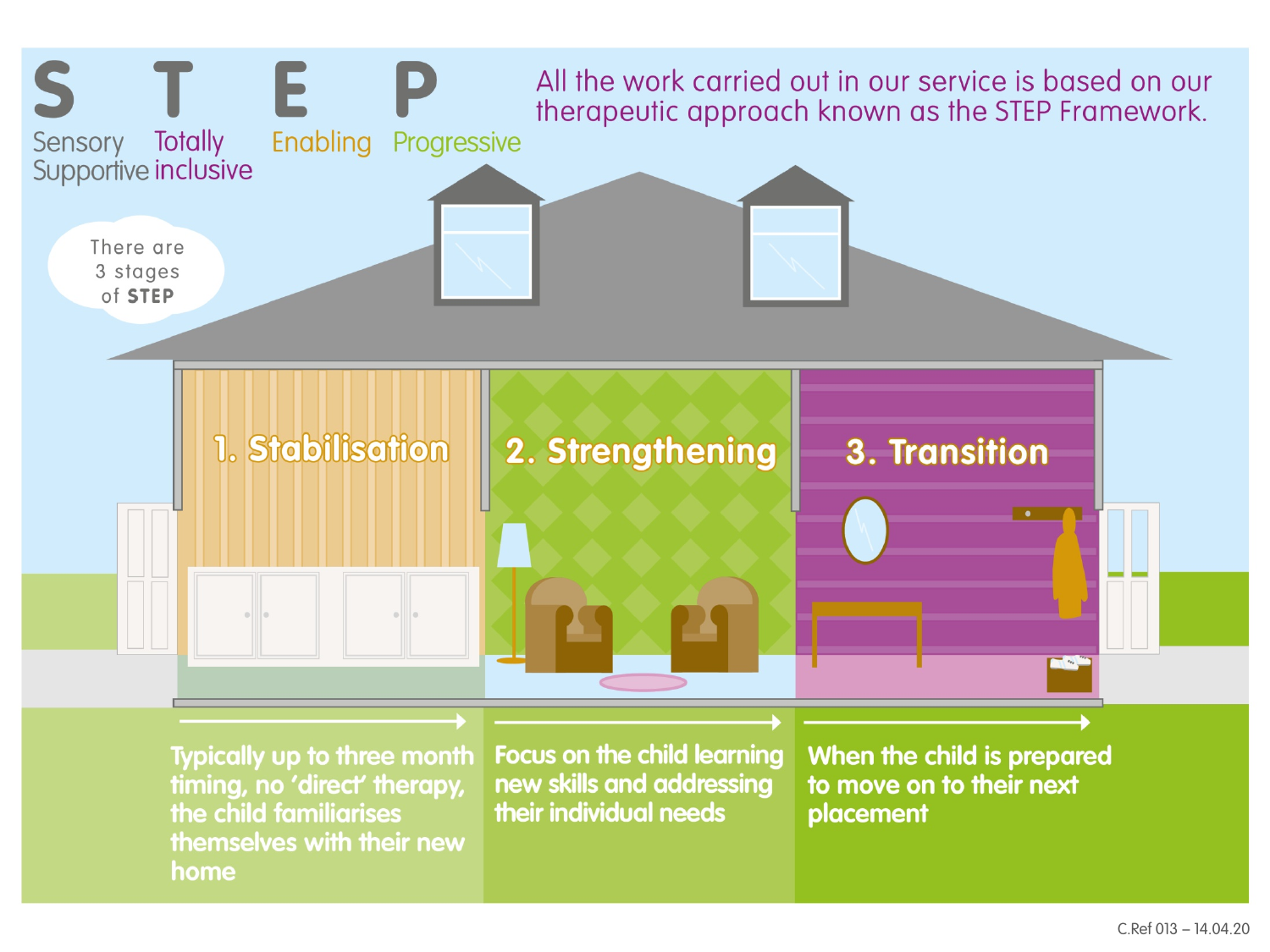# STEP

**S** – Sensory Supportive
**T** – Totally inclusive
**E** – Enabling
**P** – Progressive

All the work carried out in our service is based on our therapeutic approach known as the STEP Framework.

There are 3 stages of **STEP**

## 1. Stabilisation

Typically up to three month timing, no 'direct' therapy, the child familiarises themselves with their new home

## 2. Strengthening

Focus on the child learning new skills and addressing their individual needs

## 3. Transition

When the child is prepared to move on to their next placement

C.Ref 013 – 14.04.20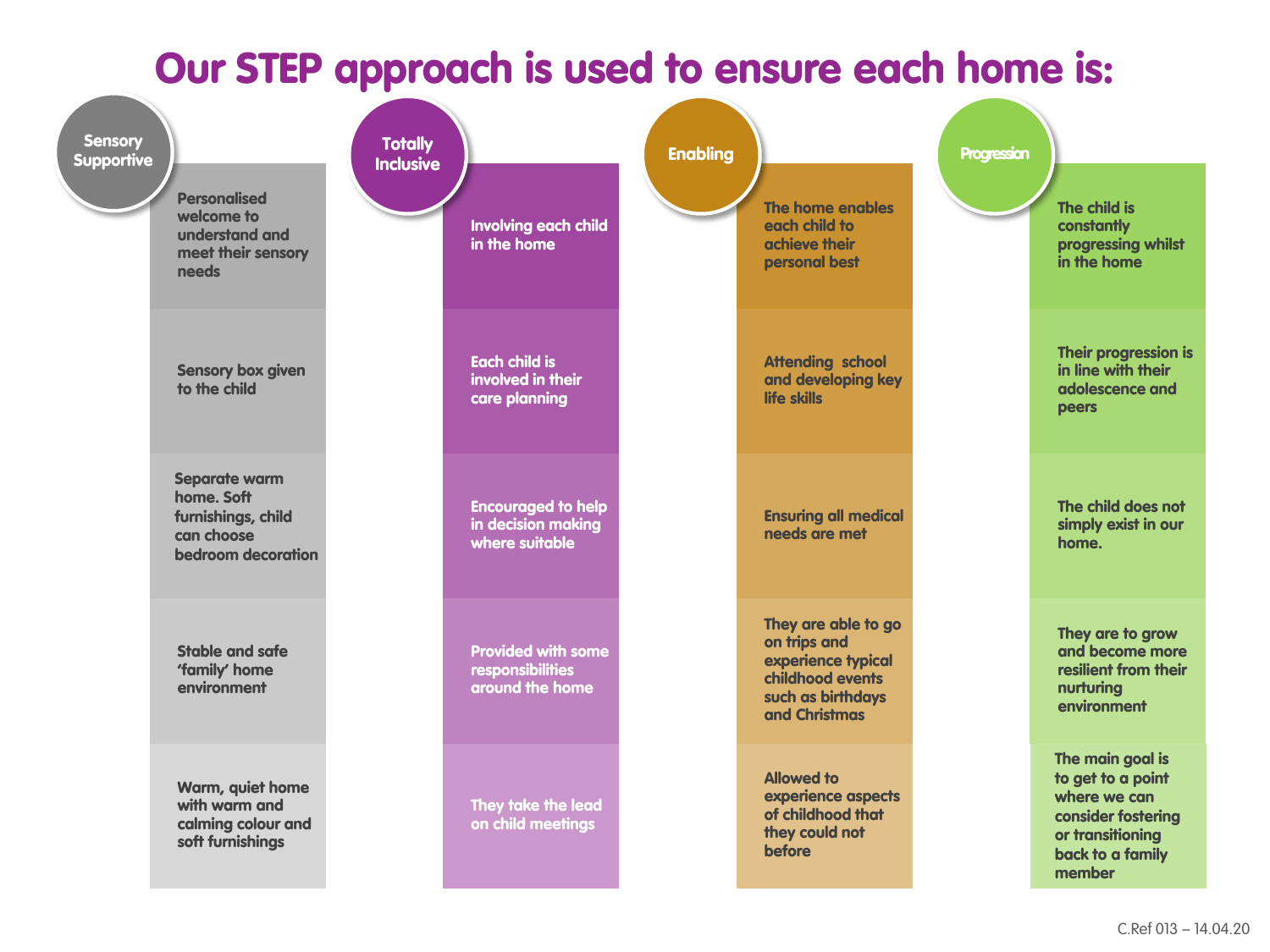# Our STEP approach is used to ensure each home is:

| Sensory Supportive | Totally Inclusive | Enabling | Progression |
| --- | --- | --- | --- |
| Personalised welcome to understand and meet their sensory needs | Involving each child in the home | The home enables each child to achieve their personal best | The child is constantly progressing whilst in the home |
| Sensory box given to the child | Each child is involved in their care planning | Attending school and developing key life skills | Their progression is in line with their adolescence and peers |
| Separate warm home. Soft furnishings, child can choose bedroom decoration | Encouraged to help in decision making where suitable | Ensuring all medical needs are met | The child does not simply exist in our home. |
| Stable and safe 'family' home environment | Provided with some responsibilities around the home | They are able to go on trips and experience typical childhood events such as birthdays and Christmas | They are to grow and become more resilient from their nurturing environment |
| Warm, quiet home with warm and calming colour and soft furnishings | They take the lead on child meetings | Allowed to experience aspects of childhood that they could not before | The main goal is to get to a point where we can consider fostering or transitioning back to a family member |

C.Ref 013 – 14.04.20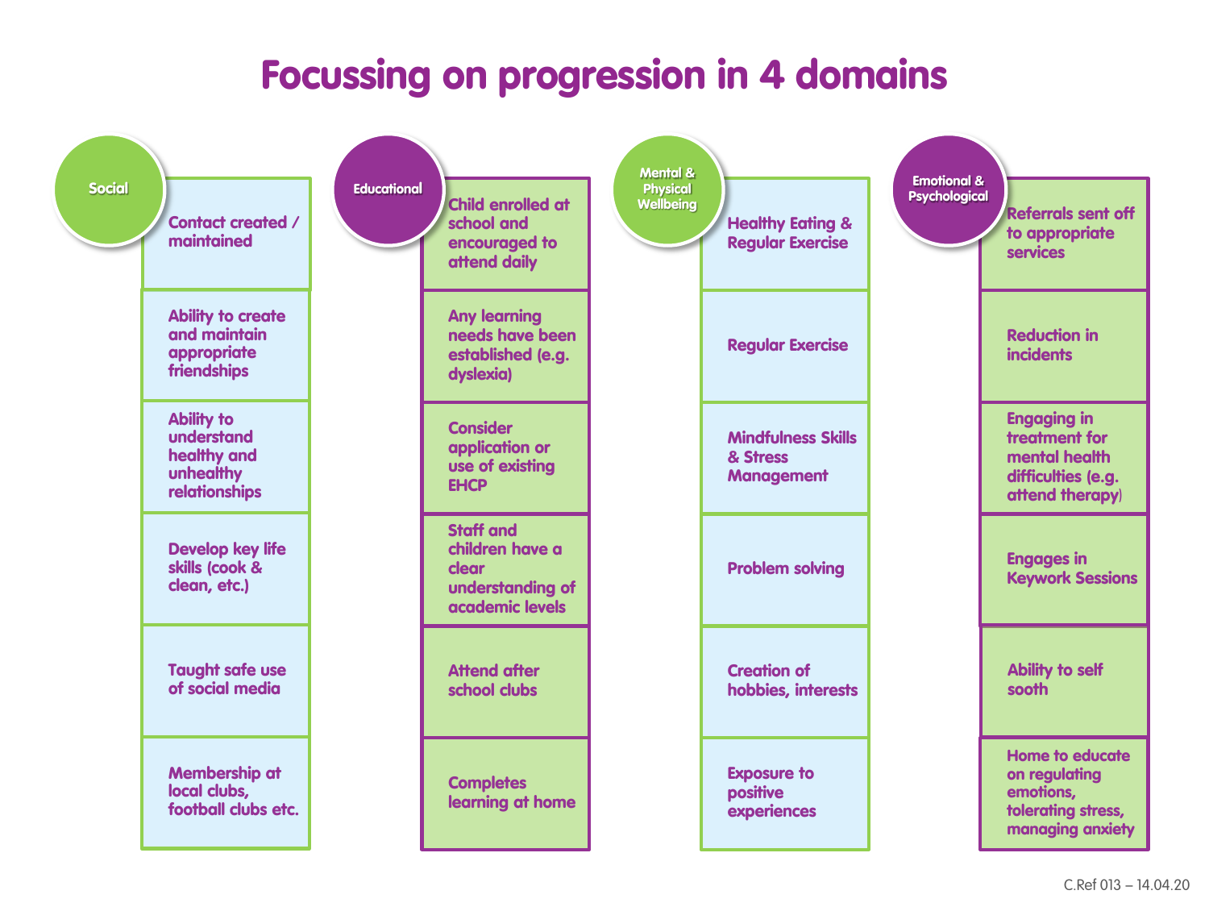# Focussing on progression in 4 domains

| Social | Educational | Mental & Physical Wellbeing | Emotional & Psychological |
|---|---|---|---|
| Contact created / maintained | Child enrolled at school and encouraged to attend daily | Healthy Eating & Regular Exercise | Referrals sent off to appropriate services |
| Ability to create and maintain appropriate friendships | Any learning needs have been established (e.g. dyslexia) | Regular Exercise | Reduction in incidents |
| Ability to understand healthy and unhealthy relationships | Consider application or use of existing EHCP | Mindfulness Skills & Stress Management | Engaging in treatment for mental health difficulties (e.g. attend therapy) |
| Develop key life skills (cook & clean, etc.) | Staff and children have a clear understanding of academic levels | Problem solving | Engages in Keywork Sessions |
| Taught safe use of social media | Attend after school clubs | Creation of hobbies, interests | Ability to self sooth |
| Membership at local clubs, football clubs etc. | Completes learning at home | Exposure to positive experiences | Home to educate on regulating emotions, tolerating stress, managing anxiety |

C.Ref 013 – 14.04.20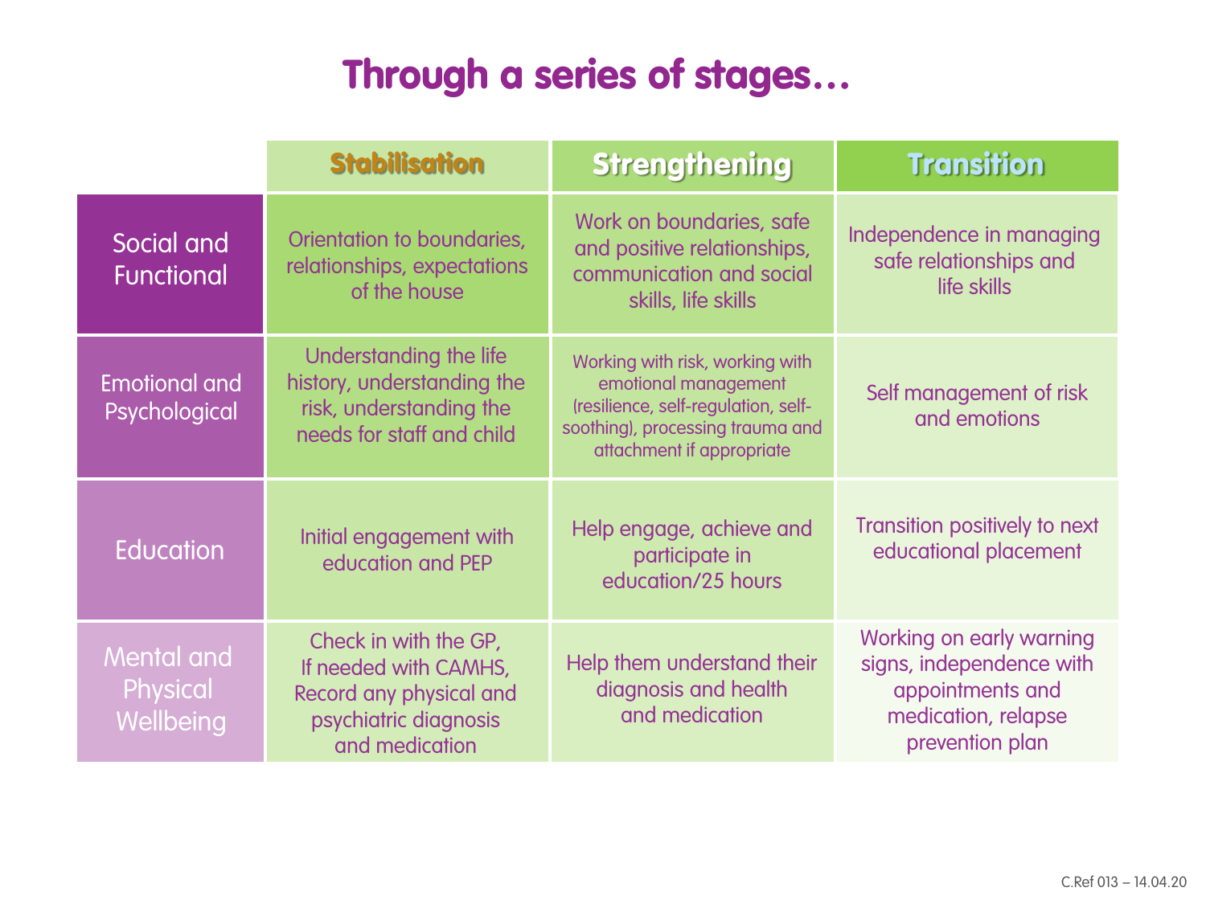# Through a series of stages…

| | Stabilisation | Strengthening | Transition |
|---|---|---|---|
| Social and Functional | Orientation to boundaries, relationships, expectations of the house | Work on boundaries, safe and positive relationships, communication and social skills, life skills | Independence in managing safe relationships and life skills |
| Emotional and Psychological | Understanding the life history, understanding the risk, understanding the needs for staff and child | Working with risk, working with emotional management (resilience, self-regulation, self-soothing), processing trauma and attachment if appropriate | Self management of risk and emotions |
| Education | Initial engagement with education and PEP | Help engage, achieve and participate in education/25 hours | Transition positively to next educational placement |
| Mental and Physical Wellbeing | Check in with the GP, If needed with CAMHS, Record any physical and psychiatric diagnosis and medication | Help them understand their diagnosis and health and medication | Working on early warning signs, independence with appointments and medication, relapse prevention plan |

C.Ref 013 – 14.04.20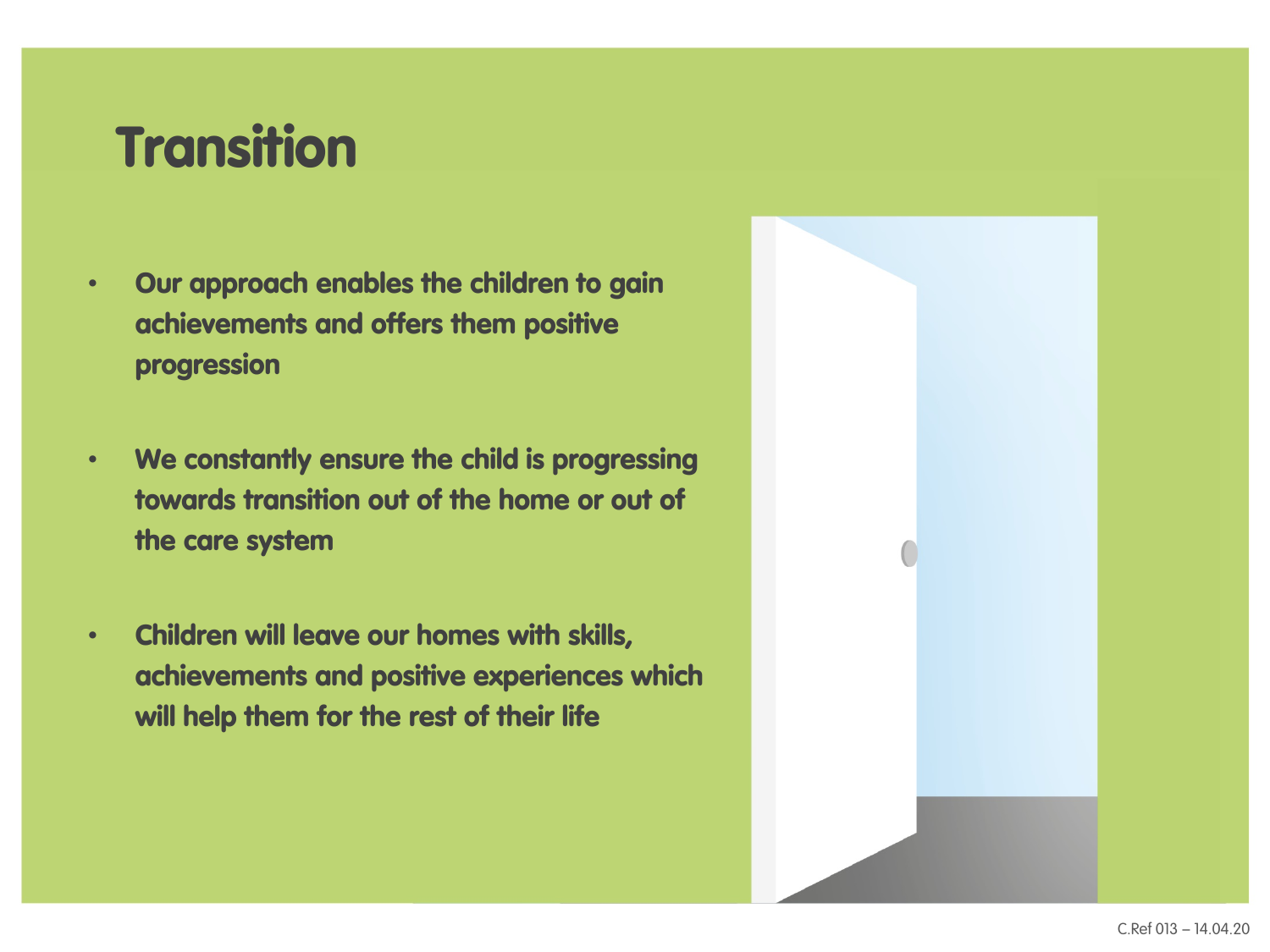# Transition

- Our approach enables the children to gain achievements and offers them positive progression
- We constantly ensure the child is progressing towards transition out of the home or out of the care system
- Children will leave our homes with skills, achievements and positive experiences which will help them for the rest of their life

C.Ref 013 – 14.04.20